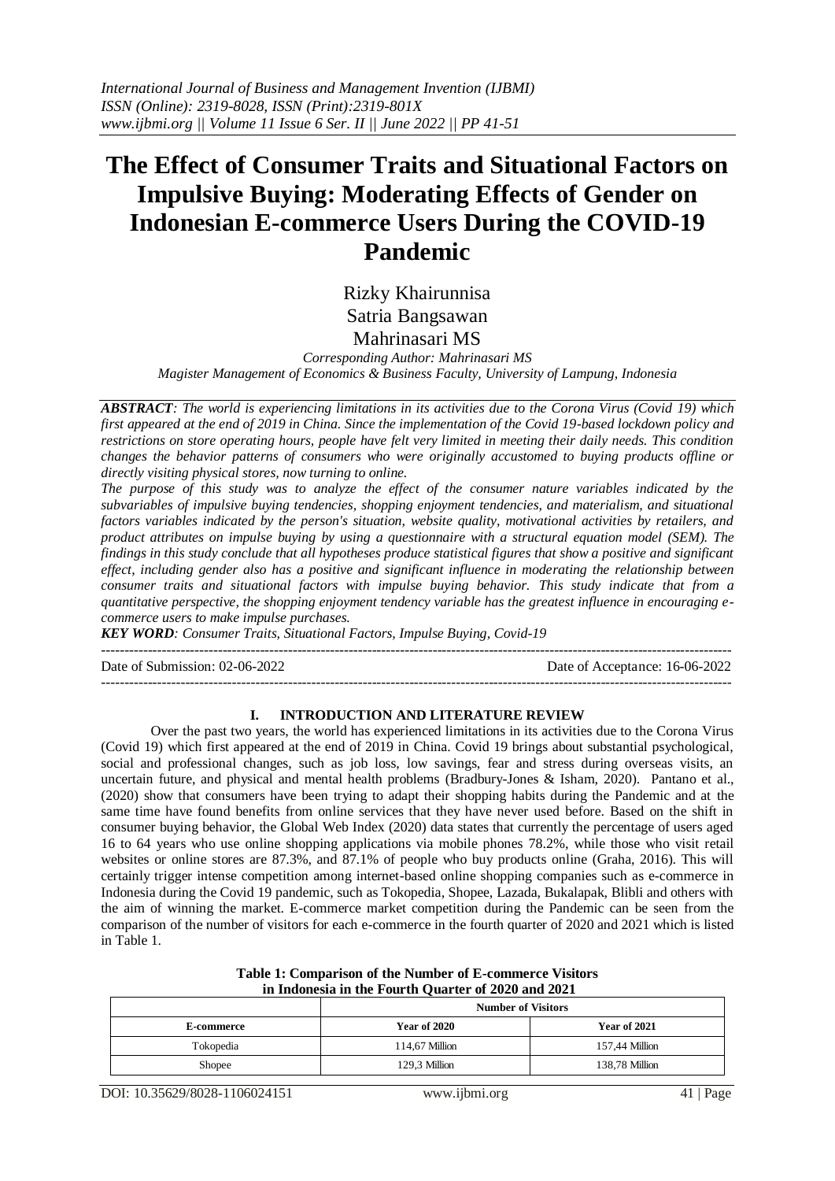# The Effect of Consumer Traits and Situational Factors on Impulsive Buying: Moderating Effects of Gender on Indonesian E-commerce Users During the COVID-19 Pandemic

Rizky Khairunnisa
Satria Bangsawan
Mahrinasari MS

*Corresponding Author: Mahrinasari MS*
*Magister Management of Economics & Business Faculty, University of Lampung, Indonesia*

***ABSTRACT****: The world is experiencing limitations in its activities due to the Corona Virus (Covid 19) which first appeared at the end of 2019 in China. Since the implementation of the Covid 19-based lockdown policy and restrictions on store operating hours, people have felt very limited in meeting their daily needs. This condition changes the behavior patterns of consumers who were originally accustomed to buying products offline or directly visiting physical stores, now turning to online.*

*The purpose of this study was to analyze the effect of the consumer nature variables indicated by the subvariables of impulsive buying tendencies, shopping enjoyment tendencies, and materialism, and situational factors variables indicated by the person's situation, website quality, motivational activities by retailers, and product attributes on impulse buying by using a questionnaire with a structural equation model (SEM). The findings in this study conclude that all hypotheses produce statistical figures that show a positive and significant effect, including gender also has a positive and significant influence in moderating the relationship between consumer traits and situational factors with impulse buying behavior. This study indicate that from a quantitative perspective, the shopping enjoyment tendency variable has the greatest influence in encouraging e-commerce users to make impulse purchases.*

***KEY WORD****: Consumer Traits, Situational Factors, Impulse Buying, Covid-19*

Date of Submission: 02-06-2022 | Date of Acceptance: 16-06-2022

## I. INTRODUCTION AND LITERATURE REVIEW

Over the past two years, the world has experienced limitations in its activities due to the Corona Virus (Covid 19) which first appeared at the end of 2019 in China. Covid 19 brings about substantial psychological, social and professional changes, such as job loss, low savings, fear and stress during overseas visits, an uncertain future, and physical and mental health problems (Bradbury-Jones & Isham, 2020). Pantano et al., (2020) show that consumers have been trying to adapt their shopping habits during the Pandemic and at the same time have found benefits from online services that they have never used before. Based on the shift in consumer buying behavior, the Global Web Index (2020) data states that currently the percentage of users aged 16 to 64 years who use online shopping applications via mobile phones 78.2%, while those who visit retail websites or online stores are 87.3%, and 87.1% of people who buy products online (Graha, 2016). This will certainly trigger intense competition among internet-based online shopping companies such as e-commerce in Indonesia during the Covid 19 pandemic, such as Tokopedia, Shopee, Lazada, Bukalapak, Blibli and others with the aim of winning the market. E-commerce market competition during the Pandemic can be seen from the comparison of the number of visitors for each e-commerce in the fourth quarter of 2020 and 2021 which is listed in Table 1.

**Table 1: Comparison of the Number of E-commerce Visitors in Indonesia in the Fourth Quarter of 2020 and 2021**

| | Number of Visitors | |
|---|---|---|
| **E-commerce** | **Year of 2020** | **Year of 2021** |
| Tokopedia | 114,67 Million | 157,44 Million |
| Shopee | 129,3 Million | 138,78 Million |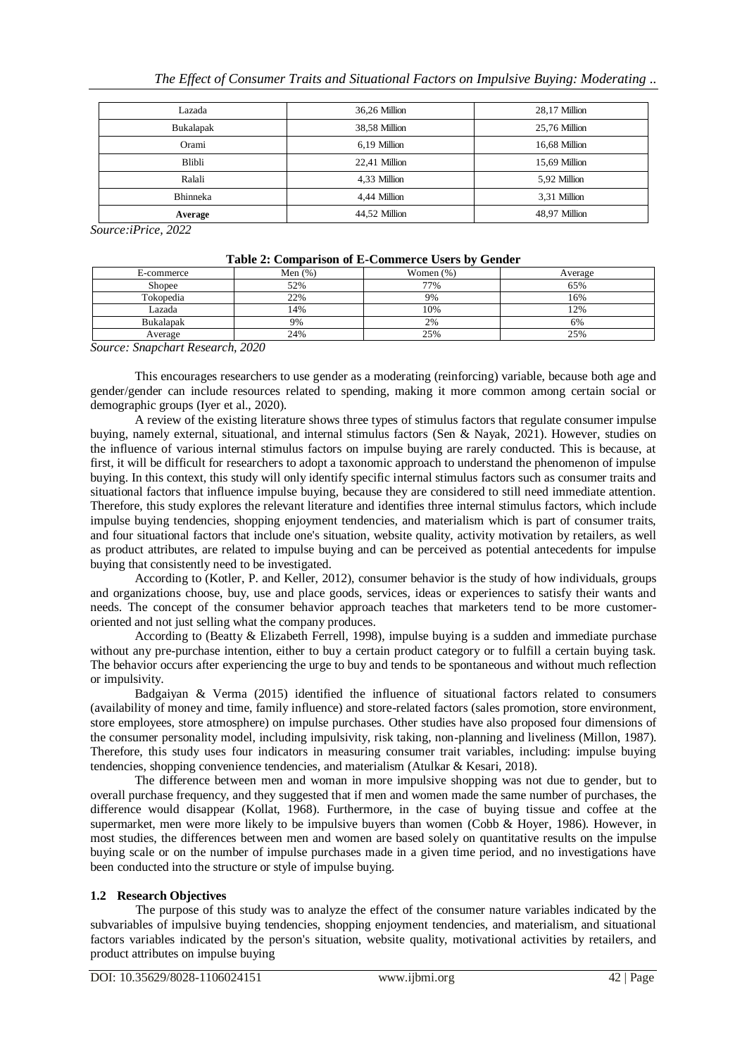| Lazada | 36,26 Million | 28,17 Million |
|---|---|---|
| Bukalapak | 38,58 Million | 25,76 Million |
| Orami | 6,19 Million | 16,68 Million |
| Blibli | 22,41 Million | 15,69 Million |
| Ralali | 4,33 Million | 5,92 Million |
| Bhinneka | 4,44 Million | 3,31 Million |
| **Average** | 44,52 Million | 48,97 Million |

*Source:iPrice, 2022*

**Table 2: Comparison of E-Commerce Users by Gender**

| E-commerce | Men (%) | Women (%) | Average |
|---|---|---|---|
| Shopee | 52% | 77% | 65% |
| Tokopedia | 22% | 9% | 16% |
| Lazada | 14% | 10% | 12% |
| Bukalapak | 9% | 2% | 6% |
| Average | 24% | 25% | 25% |

*Source: Snapchart Research, 2020*

This encourages researchers to use gender as a moderating (reinforcing) variable, because both age and gender/gender can include resources related to spending, making it more common among certain social or demographic groups (Iyer et al., 2020).

A review of the existing literature shows three types of stimulus factors that regulate consumer impulse buying, namely external, situational, and internal stimulus factors (Sen & Nayak, 2021). However, studies on the influence of various internal stimulus factors on impulse buying are rarely conducted. This is because, at first, it will be difficult for researchers to adopt a taxonomic approach to understand the phenomenon of impulse buying. In this context, this study will only identify specific internal stimulus factors such as consumer traits and situational factors that influence impulse buying, because they are considered to still need immediate attention. Therefore, this study explores the relevant literature and identifies three internal stimulus factors, which include impulse buying tendencies, shopping enjoyment tendencies, and materialism which is part of consumer traits, and four situational factors that include one's situation, website quality, activity motivation by retailers, as well as product attributes, are related to impulse buying and can be perceived as potential antecedents for impulse buying that consistently need to be investigated.

According to (Kotler, P. and Keller, 2012), consumer behavior is the study of how individuals, groups and organizations choose, buy, use and place goods, services, ideas or experiences to satisfy their wants and needs. The concept of the consumer behavior approach teaches that marketers tend to be more customer-oriented and not just selling what the company produces.

According to (Beatty & Elizabeth Ferrell, 1998), impulse buying is a sudden and immediate purchase without any pre-purchase intention, either to buy a certain product category or to fulfill a certain buying task. The behavior occurs after experiencing the urge to buy and tends to be spontaneous and without much reflection or impulsivity.

Badgaiyan & Verma (2015) identified the influence of situational factors related to consumers (availability of money and time, family influence) and store-related factors (sales promotion, store environment, store employees, store atmosphere) on impulse purchases. Other studies have also proposed four dimensions of the consumer personality model, including impulsivity, risk taking, non-planning and liveliness (Millon, 1987). Therefore, this study uses four indicators in measuring consumer trait variables, including: impulse buying tendencies, shopping convenience tendencies, and materialism (Atulkar & Kesari, 2018).

The difference between men and woman in more impulsive shopping was not due to gender, but to overall purchase frequency, and they suggested that if men and women made the same number of purchases, the difference would disappear (Kollat, 1968). Furthermore, in the case of buying tissue and coffee at the supermarket, men were more likely to be impulsive buyers than women (Cobb & Hoyer, 1986). However, in most studies, the differences between men and women are based solely on quantitative results on the impulse buying scale or on the number of impulse purchases made in a given time period, and no investigations have been conducted into the structure or style of impulse buying.

### 1.2 Research Objectives

The purpose of this study was to analyze the effect of the consumer nature variables indicated by the subvariables of impulsive buying tendencies, shopping enjoyment tendencies, and materialism, and situational factors variables indicated by the person's situation, website quality, motivational activities by retailers, and product attributes on impulse buying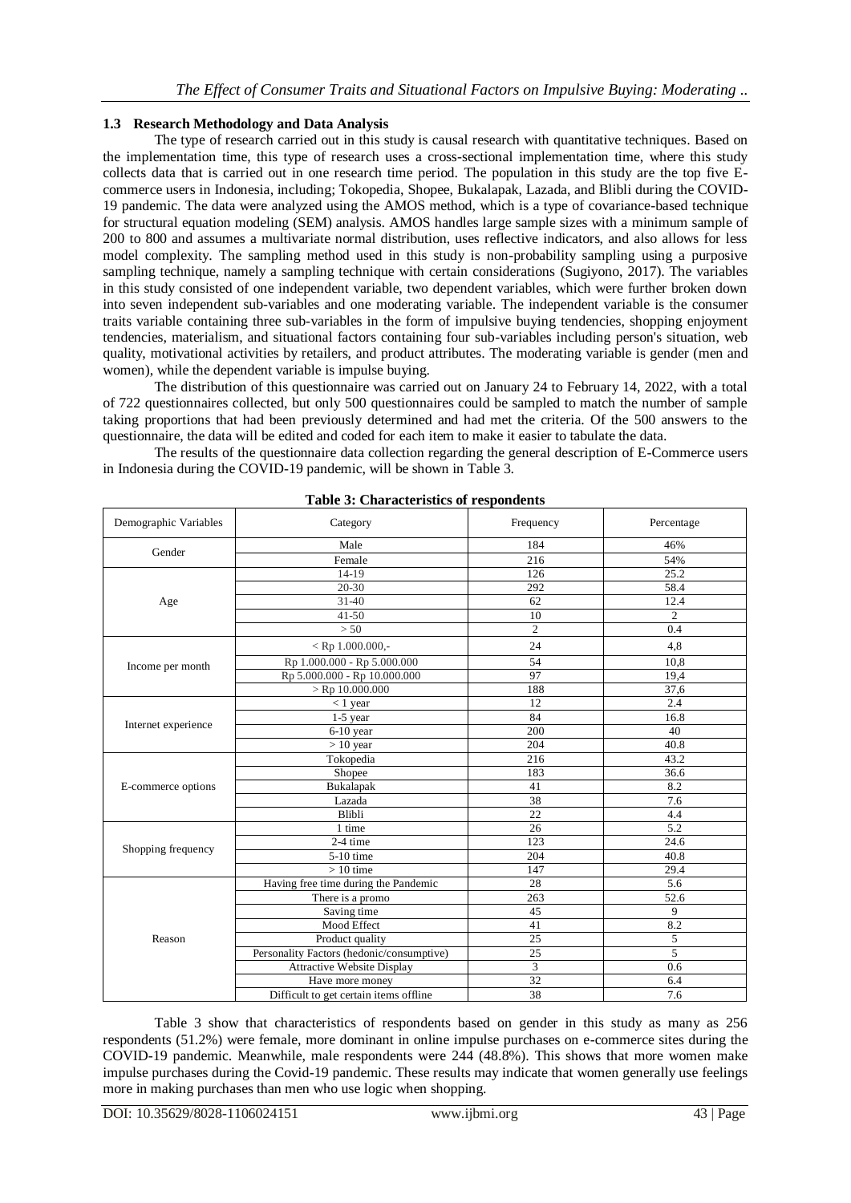### 1.3 Research Methodology and Data Analysis

The type of research carried out in this study is causal research with quantitative techniques. Based on the implementation time, this type of research uses a cross-sectional implementation time, where this study collects data that is carried out in one research time period. The population in this study are the top five E-commerce users in Indonesia, including; Tokopedia, Shopee, Bukalapak, Lazada, and Blibli during the COVID-19 pandemic. The data were analyzed using the AMOS method, which is a type of covariance-based technique for structural equation modeling (SEM) analysis. AMOS handles large sample sizes with a minimum sample of 200 to 800 and assumes a multivariate normal distribution, uses reflective indicators, and also allows for less model complexity. The sampling method used in this study is non-probability sampling using a purposive sampling technique, namely a sampling technique with certain considerations (Sugiyono, 2017). The variables in this study consisted of one independent variable, two dependent variables, which were further broken down into seven independent sub-variables and one moderating variable. The independent variable is the consumer traits variable containing three sub-variables in the form of impulsive buying tendencies, shopping enjoyment tendencies, materialism, and situational factors containing four sub-variables including person's situation, web quality, motivational activities by retailers, and product attributes. The moderating variable is gender (men and women), while the dependent variable is impulse buying.

The distribution of this questionnaire was carried out on January 24 to February 14, 2022, with a total of 722 questionnaires collected, but only 500 questionnaires could be sampled to match the number of sample taking proportions that had been previously determined and had met the criteria. Of the 500 answers to the questionnaire, the data will be edited and coded for each item to make it easier to tabulate the data.

The results of the questionnaire data collection regarding the general description of E-Commerce users in Indonesia during the COVID-19 pandemic, will be shown in Table 3.

**Table 3: Characteristics of respondents**

| Demographic Variables | Category | Frequency | Percentage |
|---|---|---|---|
| Gender | Male | 184 | 46% |
| | Female | 216 | 54% |
| Age | 14-19 | 126 | 25.2 |
| | 20-30 | 292 | 58.4 |
| | 31-40 | 62 | 12.4 |
| | 41-50 | 10 | 2 |
| | > 50 | 2 | 0.4 |
| Income per month | < Rp 1.000.000,- | 24 | 4,8 |
| | Rp 1.000.000 - Rp 5.000.000 | 54 | 10,8 |
| | Rp 5.000.000 - Rp 10.000.000 | 97 | 19,4 |
| | > Rp 10.000.000 | 188 | 37,6 |
| Internet experience | < 1 year | 12 | 2.4 |
| | 1-5 year | 84 | 16.8 |
| | 6-10 year | 200 | 40 |
| | > 10 year | 204 | 40.8 |
| E-commerce options | Tokopedia | 216 | 43.2 |
| | Shopee | 183 | 36.6 |
| | Bukalapak | 41 | 8.2 |
| | Lazada | 38 | 7.6 |
| | Blibli | 22 | 4.4 |
| Shopping frequency | 1 time | 26 | 5.2 |
| | 2-4 time | 123 | 24.6 |
| | 5-10 time | 204 | 40.8 |
| | > 10 time | 147 | 29.4 |
| Reason | Having free time during the Pandemic | 28 | 5.6 |
| | There is a promo | 263 | 52.6 |
| | Saving time | 45 | 9 |
| | Mood Effect | 41 | 8.2 |
| | Product quality | 25 | 5 |
| | Personality Factors (hedonic/consumptive) | 25 | 5 |
| | Attractive Website Display | 3 | 0.6 |
| | Have more money | 32 | 6.4 |
| | Difficult to get certain items offline | 38 | 7.6 |

Table 3 show that characteristics of respondents based on gender in this study as many as 256 respondents (51.2%) were female, more dominant in online impulse purchases on e-commerce sites during the COVID-19 pandemic. Meanwhile, male respondents were 244 (48.8%). This shows that more women make impulse purchases during the Covid-19 pandemic. These results may indicate that women generally use feelings more in making purchases than men who use logic when shopping.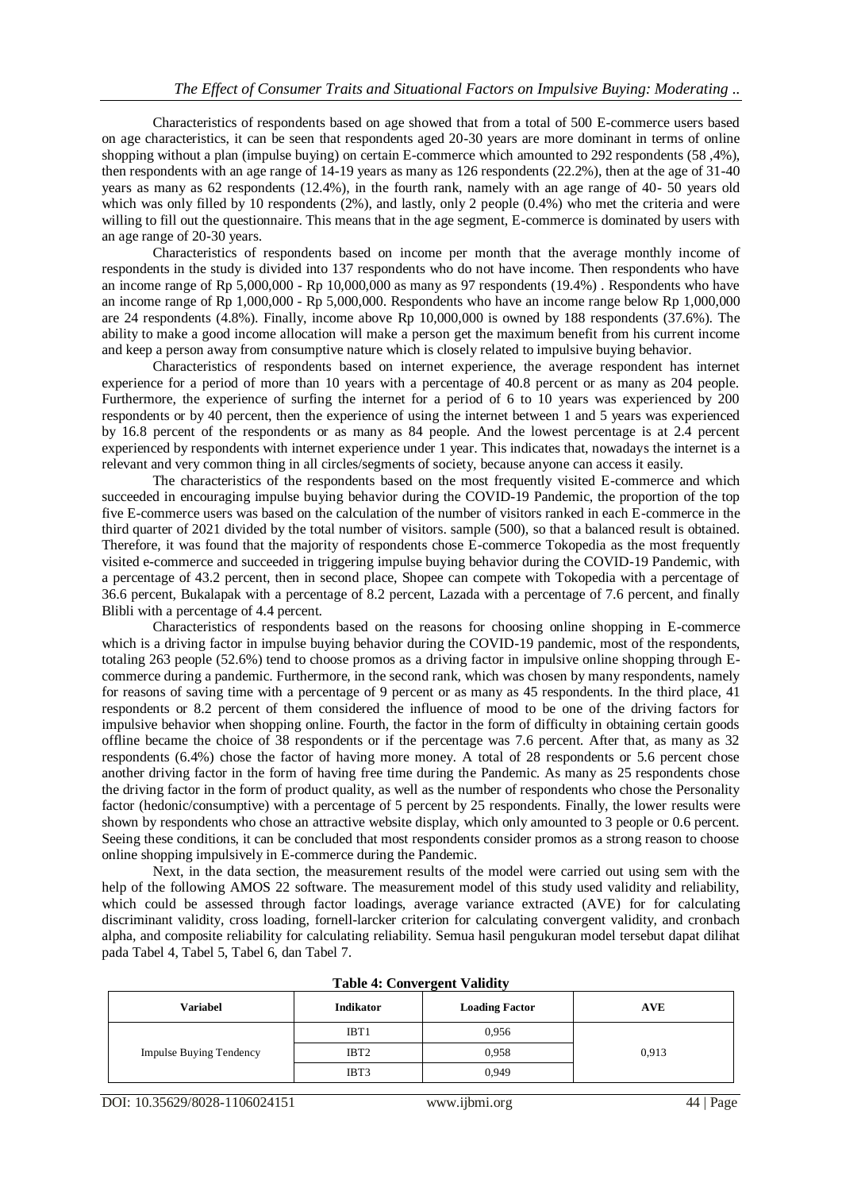Characteristics of respondents based on age showed that from a total of 500 E-commerce users based on age characteristics, it can be seen that respondents aged 20-30 years are more dominant in terms of online shopping without a plan (impulse buying) on certain E-commerce which amounted to 292 respondents (58 ,4%), then respondents with an age range of 14-19 years as many as 126 respondents (22.2%), then at the age of 31-40 years as many as 62 respondents (12.4%), in the fourth rank, namely with an age range of 40- 50 years old which was only filled by 10 respondents (2%), and lastly, only 2 people (0.4%) who met the criteria and were willing to fill out the questionnaire. This means that in the age segment, E-commerce is dominated by users with an age range of 20-30 years.

Characteristics of respondents based on income per month that the average monthly income of respondents in the study is divided into 137 respondents who do not have income. Then respondents who have an income range of Rp 5,000,000 - Rp 10,000,000 as many as 97 respondents (19.4%) . Respondents who have an income range of Rp 1,000,000 - Rp 5,000,000. Respondents who have an income range below Rp 1,000,000 are 24 respondents (4.8%). Finally, income above Rp 10,000,000 is owned by 188 respondents (37.6%). The ability to make a good income allocation will make a person get the maximum benefit from his current income and keep a person away from consumptive nature which is closely related to impulsive buying behavior.

Characteristics of respondents based on internet experience, the average respondent has internet experience for a period of more than 10 years with a percentage of 40.8 percent or as many as 204 people. Furthermore, the experience of surfing the internet for a period of 6 to 10 years was experienced by 200 respondents or by 40 percent, then the experience of using the internet between 1 and 5 years was experienced by 16.8 percent of the respondents or as many as 84 people. And the lowest percentage is at 2.4 percent experienced by respondents with internet experience under 1 year. This indicates that, nowadays the internet is a relevant and very common thing in all circles/segments of society, because anyone can access it easily.

The characteristics of the respondents based on the most frequently visited E-commerce and which succeeded in encouraging impulse buying behavior during the COVID-19 Pandemic, the proportion of the top five E-commerce users was based on the calculation of the number of visitors ranked in each E-commerce in the third quarter of 2021 divided by the total number of visitors. sample (500), so that a balanced result is obtained. Therefore, it was found that the majority of respondents chose E-commerce Tokopedia as the most frequently visited e-commerce and succeeded in triggering impulse buying behavior during the COVID-19 Pandemic, with a percentage of 43.2 percent, then in second place, Shopee can compete with Tokopedia with a percentage of 36.6 percent, Bukalapak with a percentage of 8.2 percent, Lazada with a percentage of 7.6 percent, and finally Blibli with a percentage of 4.4 percent.

Characteristics of respondents based on the reasons for choosing online shopping in E-commerce which is a driving factor in impulse buying behavior during the COVID-19 pandemic, most of the respondents, totaling 263 people (52.6%) tend to choose promos as a driving factor in impulsive online shopping through E-commerce during a pandemic. Furthermore, in the second rank, which was chosen by many respondents, namely for reasons of saving time with a percentage of 9 percent or as many as 45 respondents. In the third place, 41 respondents or 8.2 percent of them considered the influence of mood to be one of the driving factors for impulsive behavior when shopping online. Fourth, the factor in the form of difficulty in obtaining certain goods offline became the choice of 38 respondents or if the percentage was 7.6 percent. After that, as many as 32 respondents (6.4%) chose the factor of having more money. A total of 28 respondents or 5.6 percent chose another driving factor in the form of having free time during the Pandemic. As many as 25 respondents chose the driving factor in the form of product quality, as well as the number of respondents who chose the Personality factor (hedonic/consumptive) with a percentage of 5 percent by 25 respondents. Finally, the lower results were shown by respondents who chose an attractive website display, which only amounted to 3 people or 0.6 percent. Seeing these conditions, it can be concluded that most respondents consider promos as a strong reason to choose online shopping impulsively in E-commerce during the Pandemic.

Next, in the data section, the measurement results of the model were carried out using sem with the help of the following AMOS 22 software. The measurement model of this study used validity and reliability, which could be assessed through factor loadings, average variance extracted (AVE) for for calculating discriminant validity, cross loading, fornell-larcker criterion for calculating convergent validity, and cronbach alpha, and composite reliability for calculating reliability. Semua hasil pengukuran model tersebut dapat dilihat pada Tabel 4, Tabel 5, Tabel 6, dan Tabel 7.

**Table 4: Convergent Validity**

| Variabel | Indikator | Loading Factor | AVE |
|---|---|---|---|
| Impulse Buying Tendency | IBT1 | 0,956 | 0,913 |
| | IBT2 | 0,958 | |
| | IBT3 | 0,949 | |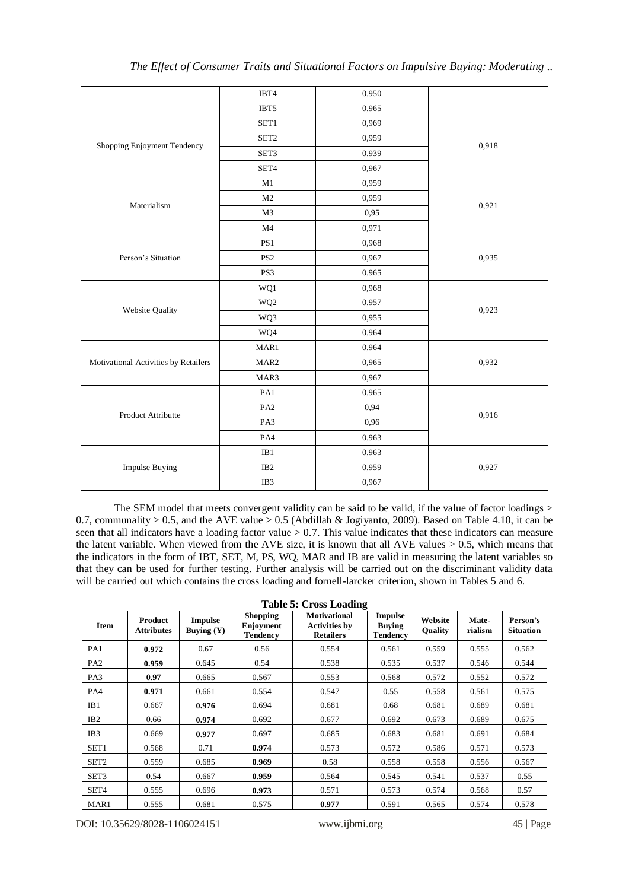| | IBT4 | 0,950 | |
|---|---|---|---|
| | IBT5 | 0,965 | |
| Shopping Enjoyment Tendency | SET1 | 0,969 | 0,918 |
| | SET2 | 0,959 | |
| | SET3 | 0,939 | |
| | SET4 | 0,967 | |
| Materialism | M1 | 0,959 | 0,921 |
| | M2 | 0,959 | |
| | M3 | 0,95 | |
| | M4 | 0,971 | |
| Person's Situation | PS1 | 0,968 | 0,935 |
| | PS2 | 0,967 | |
| | PS3 | 0,965 | |
| Website Quality | WQ1 | 0,968 | 0,923 |
| | WQ2 | 0,957 | |
| | WQ3 | 0,955 | |
| | WQ4 | 0,964 | |
| Motivational Activities by Retailers | MAR1 | 0,964 | 0,932 |
| | MAR2 | 0,965 | |
| | MAR3 | 0,967 | |
| Product Attributte | PA1 | 0,965 | 0,916 |
| | PA2 | 0,94 | |
| | PA3 | 0,96 | |
| | PA4 | 0,963 | |
| Impulse Buying | IB1 | 0,963 | 0,927 |
| | IB2 | 0,959 | |
| | IB3 | 0,967 | |

The SEM model that meets convergent validity can be said to be valid, if the value of factor loadings > 0.7, communality > 0.5, and the AVE value > 0.5 (Abdillah & Jogiyanto, 2009). Based on Table 4.10, it can be seen that all indicators have a loading factor value > 0.7. This value indicates that these indicators can measure the latent variable. When viewed from the AVE size, it is known that all AVE values > 0.5, which means that the indicators in the form of IBT, SET, M, PS, WQ, MAR and IB are valid in measuring the latent variables so that they can be used for further testing. Further analysis will be carried out on the discriminant validity data will be carried out which contains the cross loading and fornell-larcker criterion, shown in Tables 5 and 6.

**Table 5: Cross Loading**

| Item | Product Attributes | Impulse Buying (Y) | Shopping Enjoyment Tendency | Motivational Activities by Retailers | Impulse Buying Tendency | Website Quality | Mate-rialism | Person's Situation |
|---|---|---|---|---|---|---|---|---|
| PA1 | **0.972** | 0.67 | 0.56 | 0.554 | 0.561 | 0.559 | 0.555 | 0.562 |
| PA2 | **0.959** | 0.645 | 0.54 | 0.538 | 0.535 | 0.537 | 0.546 | 0.544 |
| PA3 | **0.97** | 0.665 | 0.567 | 0.553 | 0.568 | 0.572 | 0.552 | 0.572 |
| PA4 | **0.971** | 0.661 | 0.554 | 0.547 | 0.55 | 0.558 | 0.561 | 0.575 |
| IB1 | 0.667 | **0.976** | 0.694 | 0.681 | 0.68 | 0.681 | 0.689 | 0.681 |
| IB2 | 0.66 | **0.974** | 0.692 | 0.677 | 0.692 | 0.673 | 0.689 | 0.675 |
| IB3 | 0.669 | **0.977** | 0.697 | 0.685 | 0.683 | 0.681 | 0.691 | 0.684 |
| SET1 | 0.568 | 0.71 | **0.974** | 0.573 | 0.572 | 0.586 | 0.571 | 0.573 |
| SET2 | 0.559 | 0.685 | **0.969** | 0.58 | 0.558 | 0.558 | 0.556 | 0.567 |
| SET3 | 0.54 | 0.667 | **0.959** | 0.564 | 0.545 | 0.541 | 0.537 | 0.55 |
| SET4 | 0.555 | 0.696 | **0.973** | 0.571 | 0.573 | 0.574 | 0.568 | 0.57 |
| MAR1 | 0.555 | 0.681 | 0.575 | **0.977** | 0.591 | 0.565 | 0.574 | 0.578 |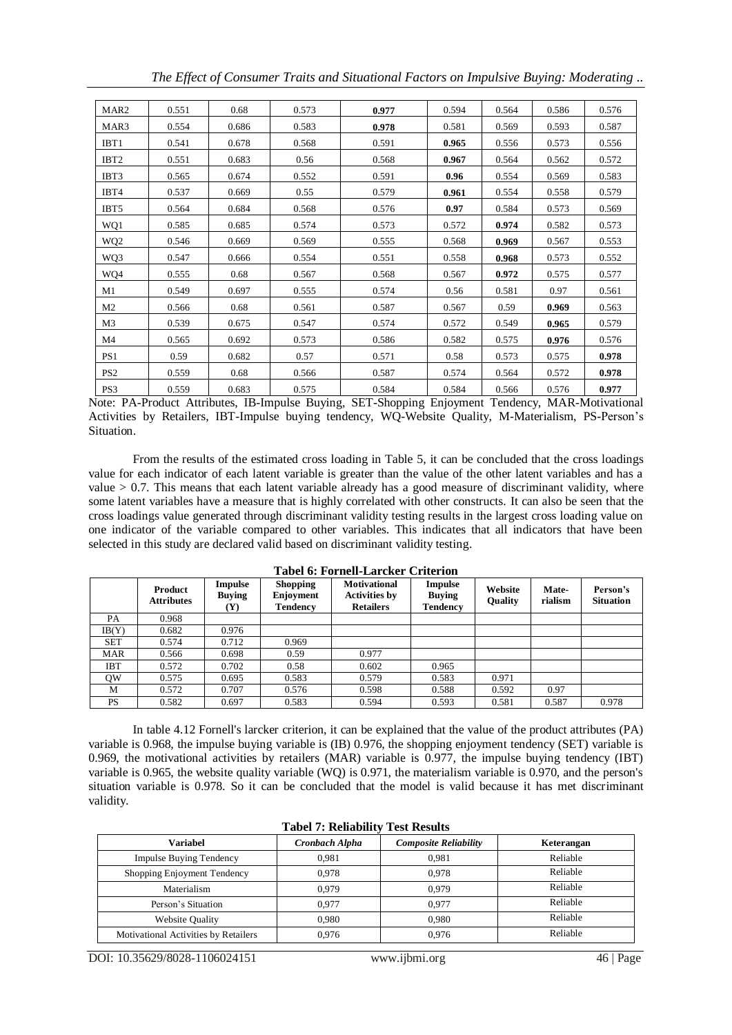| MAR2 | 0.551 | 0.68 | 0.573 | **0.977** | 0.594 | 0.564 | 0.586 | 0.576 |
|---|---|---|---|---|---|---|---|---|
| MAR3 | 0.554 | 0.686 | 0.583 | **0.978** | 0.581 | 0.569 | 0.593 | 0.587 |
| IBT1 | 0.541 | 0.678 | 0.568 | 0.591 | **0.965** | 0.556 | 0.573 | 0.556 |
| IBT2 | 0.551 | 0.683 | 0.56 | 0.568 | **0.967** | 0.564 | 0.562 | 0.572 |
| IBT3 | 0.565 | 0.674 | 0.552 | 0.591 | **0.96** | 0.554 | 0.569 | 0.583 |
| IBT4 | 0.537 | 0.669 | 0.55 | 0.579 | **0.961** | 0.554 | 0.558 | 0.579 |
| IBT5 | 0.564 | 0.684 | 0.568 | 0.576 | **0.97** | 0.584 | 0.573 | 0.569 |
| WQ1 | 0.585 | 0.685 | 0.574 | 0.573 | 0.572 | **0.974** | 0.582 | 0.573 |
| WQ2 | 0.546 | 0.669 | 0.569 | 0.555 | 0.568 | **0.969** | 0.567 | 0.553 |
| WQ3 | 0.547 | 0.666 | 0.554 | 0.551 | 0.558 | **0.968** | 0.573 | 0.552 |
| WQ4 | 0.555 | 0.68 | 0.567 | 0.568 | 0.567 | **0.972** | 0.575 | 0.577 |
| M1 | 0.549 | 0.697 | 0.555 | 0.574 | 0.56 | 0.581 | 0.97 | 0.561 |
| M2 | 0.566 | 0.68 | 0.561 | 0.587 | 0.567 | 0.59 | **0.969** | 0.563 |
| M3 | 0.539 | 0.675 | 0.547 | 0.574 | 0.572 | 0.549 | **0.965** | 0.579 |
| M4 | 0.565 | 0.692 | 0.573 | 0.586 | 0.582 | 0.575 | **0.976** | 0.576 |
| PS1 | 0.59 | 0.682 | 0.57 | 0.571 | 0.58 | 0.573 | 0.575 | **0.978** |
| PS2 | 0.559 | 0.68 | 0.566 | 0.587 | 0.574 | 0.564 | 0.572 | **0.978** |
| PS3 | 0.559 | 0.683 | 0.575 | 0.584 | 0.584 | 0.566 | 0.576 | **0.977** |

Note: PA-Product Attributes, IB-Impulse Buying, SET-Shopping Enjoyment Tendency, MAR-Motivational Activities by Retailers, IBT-Impulse buying tendency, WQ-Website Quality, M-Materialism, PS-Person's Situation.

From the results of the estimated cross loading in Table 5, it can be concluded that the cross loadings value for each indicator of each latent variable is greater than the value of the other latent variables and has a value > 0.7. This means that each latent variable already has a good measure of discriminant validity, where some latent variables have a measure that is highly correlated with other constructs. It can also be seen that the cross loadings value generated through discriminant validity testing results in the largest cross loading value on one indicator of the variable compared to other variables. This indicates that all indicators that have been selected in this study are declared valid based on discriminant validity testing.

**Tabel 6: Fornell-Larcker Criterion**

| | Product Attributes | Impulse Buying (Y) | Shopping Enjoyment Tendency | Motivational Activities by Retailers | Impulse Buying Tendency | Website Quality | Mate-rialism | Person's Situation |
|---|---|---|---|---|---|---|---|---|
| PA | 0.968 | | | | | | | |
| IB(Y) | 0.682 | 0.976 | | | | | | |
| SET | 0.574 | 0.712 | 0.969 | | | | | |
| MAR | 0.566 | 0.698 | 0.59 | 0.977 | | | | |
| IBT | 0.572 | 0.702 | 0.58 | 0.602 | 0.965 | | | |
| QW | 0.575 | 0.695 | 0.583 | 0.579 | 0.583 | 0.971 | | |
| M | 0.572 | 0.707 | 0.576 | 0.598 | 0.588 | 0.592 | 0.97 | |
| PS | 0.582 | 0.697 | 0.583 | 0.594 | 0.593 | 0.581 | 0.587 | 0.978 |

In table 4.12 Fornell's larcker criterion, it can be explained that the value of the product attributes (PA) variable is 0.968, the impulse buying variable is (IB) 0.976, the shopping enjoyment tendency (SET) variable is 0.969, the motivational activities by retailers (MAR) variable is 0.977, the impulse buying tendency (IBT) variable is 0.965, the website quality variable (WQ) is 0.971, the materialism variable is 0.970, and the person's situation variable is 0.978. So it can be concluded that the model is valid because it has met discriminant validity.

**Tabel 7: Reliability Test Results**

| Variabel | *Cronbach Alpha* | *Composite Reliability* | Keterangan |
|---|---|---|---|
| Impulse Buying Tendency | 0,981 | 0,981 | Reliable |
| Shopping Enjoyment Tendency | 0,978 | 0,978 | Reliable |
| Materialism | 0,979 | 0,979 | Reliable |
| Person's Situation | 0,977 | 0,977 | Reliable |
| Website Quality | 0,980 | 0,980 | Reliable |
| Motivational Activities by Retailers | 0,976 | 0,976 | Reliable |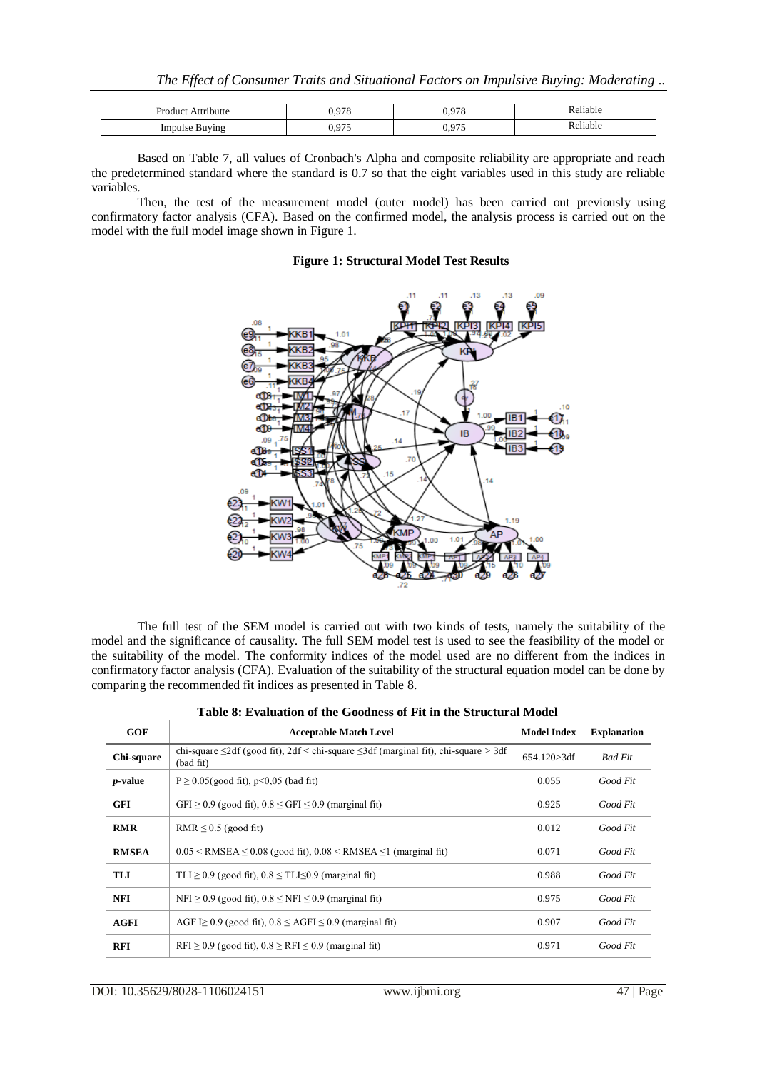| Product Attributte | 0,978 | 0,978 | Reliable |
|---|---|---|---|
| Impulse Buying | 0,975 | 0,975 | Reliable |

Based on Table 7, all values of Cronbach's Alpha and composite reliability are appropriate and reach the predetermined standard where the standard is 0.7 so that the eight variables used in this study are reliable variables.

Then, the test of the measurement model (outer model) has been carried out previously using confirmatory factor analysis (CFA). Based on the confirmed model, the analysis process is carried out on the model with the full model image shown in Figure 1.

**Figure 1: Structural Model Test Results**

The full test of the SEM model is carried out with two kinds of tests, namely the suitability of the model and the significance of causality. The full SEM model test is used to see the feasibility of the model or the suitability of the model. The conformity indices of the model used are no different from the indices in confirmatory factor analysis (CFA). Evaluation of the suitability of the structural equation model can be done by comparing the recommended fit indices as presented in Table 8.

**Table 8: Evaluation of the Goodness of Fit in the Structural Model**

| GOF | Acceptable Match Level | Model Index | Explanation |
|---|---|---|---|
| **Chi-square** | chi-square ≤2df (good fit), 2df < chi-square ≤3df (marginal fit), chi-square > 3df (bad fit) | 654.120>3df | *Bad Fit* |
| ***p*-value** | P ≥ 0.05(good fit), p<0,05 (bad fit) | 0.055 | *Good Fit* |
| **GFI** | GFI ≥ 0.9 (good fit), 0.8 ≤ GFI ≤ 0.9 (marginal fit) | 0.925 | *Good Fit* |
| **RMR** | RMR ≤ 0.5 (good fit) | 0.012 | *Good Fit* |
| **RMSEA** | 0.05 < RMSEA ≤ 0.08 (good fit), 0.08 < RMSEA ≤1 (marginal fit) | 0.071 | *Good Fit* |
| **TLI** | TLI ≥ 0.9 (good fit), 0.8 ≤ TLI≤0.9 (marginal fit) | 0.988 | *Good Fit* |
| **NFI** | NFI ≥ 0.9 (good fit), 0.8 ≤ NFI ≤ 0.9 (marginal fit) | 0.975 | *Good Fit* |
| **AGFI** | AGF I≥ 0.9 (good fit), 0.8 ≤ AGFI ≤ 0.9 (marginal fit) | 0.907 | *Good Fit* |
| **RFI** | RFI ≥ 0.9 (good fit), 0.8 ≥ RFI ≤ 0.9 (marginal fit) | 0.971 | *Good Fit* |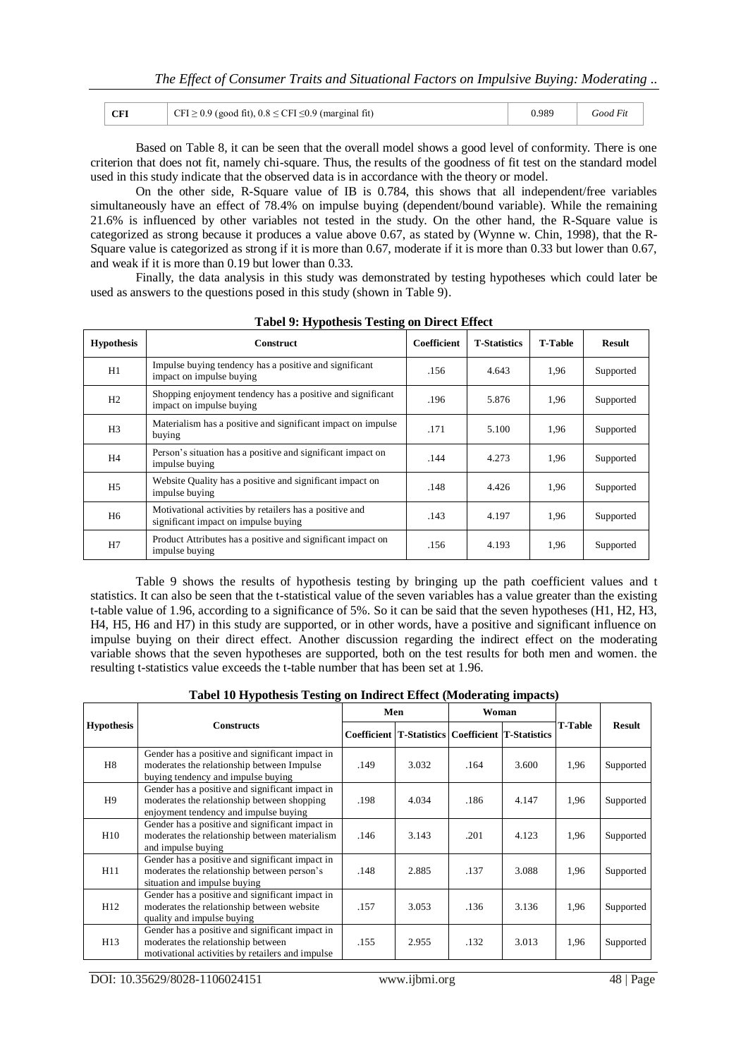| CFI | CFI ≥ 0.9 (good fit), 0.8 ≤ CFI ≤0.9 (marginal fit) | 0.989 | *Good Fit* |
|---|---|---|---|

Based on Table 8, it can be seen that the overall model shows a good level of conformity. There is one criterion that does not fit, namely chi-square. Thus, the results of the goodness of fit test on the standard model used in this study indicate that the observed data is in accordance with the theory or model.

On the other side, R-Square value of IB is 0.784, this shows that all independent/free variables simultaneously have an effect of 78.4% on impulse buying (dependent/bound variable). While the remaining 21.6% is influenced by other variables not tested in the study. On the other hand, the R-Square value is categorized as strong because it produces a value above 0.67, as stated by (Wynne w. Chin, 1998), that the R-Square value is categorized as strong if it is more than 0.67, moderate if it is more than 0.33 but lower than 0.67, and weak if it is more than 0.19 but lower than 0.33.

Finally, the data analysis in this study was demonstrated by testing hypotheses which could later be used as answers to the questions posed in this study (shown in Table 9).

**Tabel 9: Hypothesis Testing on Direct Effect**

| Hypothesis | Construct | Coefficient | T-Statistics | T-Table | Result |
|---|---|---|---|---|---|
| H1 | Impulse buying tendency has a positive and significant impact on impulse buying | .156 | 4.643 | 1,96 | Supported |
| H2 | Shopping enjoyment tendency has a positive and significant impact on impulse buying | .196 | 5.876 | 1,96 | Supported |
| H3 | Materialism has a positive and significant impact on impulse buying | .171 | 5.100 | 1,96 | Supported |
| H4 | Person's situation has a positive and significant impact on impulse buying | .144 | 4.273 | 1,96 | Supported |
| H5 | Website Quality has a positive and significant impact on impulse buying | .148 | 4.426 | 1,96 | Supported |
| H6 | Motivational activities by retailers has a positive and significant impact on impulse buying | .143 | 4.197 | 1,96 | Supported |
| H7 | Product Attributes has a positive and significant impact on impulse buying | .156 | 4.193 | 1,96 | Supported |

Table 9 shows the results of hypothesis testing by bringing up the path coefficient values and t statistics. It can also be seen that the t-statistical value of the seven variables has a value greater than the existing t-table value of 1.96, according to a significance of 5%. So it can be said that the seven hypotheses (H1, H2, H3, H4, H5, H6 and H7) in this study are supported, or in other words, have a positive and significant influence on impulse buying on their direct effect. Another discussion regarding the indirect effect on the moderating variable shows that the seven hypotheses are supported, both on the test results for both men and women. the resulting t-statistics value exceeds the t-table number that has been set at 1.96.

**Tabel 10 Hypothesis Testing on Indirect Effect (Moderating impacts)**

| Hypothesis | Constructs | Men | | Woman | | T-Table | Result |
|---|---|---|---|---|---|---|---|
| | | Coefficient | T-Statistics | Coefficient | T-Statistics | | |
| H8 | Gender has a positive and significant impact in moderates the relationship between Impulse buying tendency and impulse buying | .149 | 3.032 | .164 | 3.600 | 1,96 | Supported |
| H9 | Gender has a positive and significant impact in moderates the relationship between shopping enjoyment tendency and impulse buying | .198 | 4.034 | .186 | 4.147 | 1,96 | Supported |
| H10 | Gender has a positive and significant impact in moderates the relationship between materialism and impulse buying | .146 | 3.143 | .201 | 4.123 | 1,96 | Supported |
| H11 | Gender has a positive and significant impact in moderates the relationship between person's situation and impulse buying | .148 | 2.885 | .137 | 3.088 | 1,96 | Supported |
| H12 | Gender has a positive and significant impact in moderates the relationship between website quality and impulse buying | .157 | 3.053 | .136 | 3.136 | 1,96 | Supported |
| H13 | Gender has a positive and significant impact in moderates the relationship between motivational activities by retailers and impulse | .155 | 2.955 | .132 | 3.013 | 1,96 | Supported |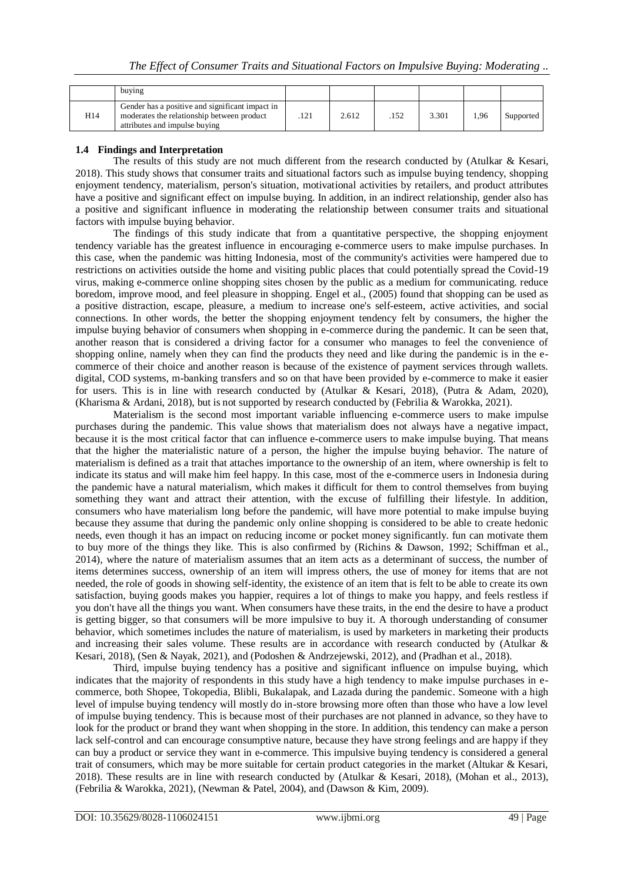|  | buying |  |  |  |  |  |  |
| --- | --- | --- | --- | --- | --- | --- | --- |
| H14 | Gender has a positive and significant impact in moderates the relationship between product attributes and impulse buying | .121 | 2.612 | .152 | 3.301 | 1,96 | Supported |

### 1.4 Findings and Interpretation

The results of this study are not much different from the research conducted by (Atulkar & Kesari, 2018). This study shows that consumer traits and situational factors such as impulse buying tendency, shopping enjoyment tendency, materialism, person's situation, motivational activities by retailers, and product attributes have a positive and significant effect on impulse buying. In addition, in an indirect relationship, gender also has a positive and significant influence in moderating the relationship between consumer traits and situational factors with impulse buying behavior.

The findings of this study indicate that from a quantitative perspective, the shopping enjoyment tendency variable has the greatest influence in encouraging e-commerce users to make impulse purchases. In this case, when the pandemic was hitting Indonesia, most of the community's activities were hampered due to restrictions on activities outside the home and visiting public places that could potentially spread the Covid-19 virus, making e-commerce online shopping sites chosen by the public as a medium for communicating. reduce boredom, improve mood, and feel pleasure in shopping. Engel et al., (2005) found that shopping can be used as a positive distraction, escape, pleasure, a medium to increase one's self-esteem, active activities, and social connections. In other words, the better the shopping enjoyment tendency felt by consumers, the higher the impulse buying behavior of consumers when shopping in e-commerce during the pandemic. It can be seen that, another reason that is considered a driving factor for a consumer who manages to feel the convenience of shopping online, namely when they can find the products they need and like during the pandemic is in the e-commerce of their choice and another reason is because of the existence of payment services through wallets. digital, COD systems, m-banking transfers and so on that have been provided by e-commerce to make it easier for users. This is in line with research conducted by (Atulkar & Kesari, 2018), (Putra & Adam, 2020), (Kharisma & Ardani, 2018), but is not supported by research conducted by (Febrilia & Warokka, 2021).

Materialism is the second most important variable influencing e-commerce users to make impulse purchases during the pandemic. This value shows that materialism does not always have a negative impact, because it is the most critical factor that can influence e-commerce users to make impulse buying. That means that the higher the materialistic nature of a person, the higher the impulse buying behavior. The nature of materialism is defined as a trait that attaches importance to the ownership of an item, where ownership is felt to indicate its status and will make him feel happy. In this case, most of the e-commerce users in Indonesia during the pandemic have a natural materialism, which makes it difficult for them to control themselves from buying something they want and attract their attention, with the excuse of fulfilling their lifestyle. In addition, consumers who have materialism long before the pandemic, will have more potential to make impulse buying because they assume that during the pandemic only online shopping is considered to be able to create hedonic needs, even though it has an impact on reducing income or pocket money significantly. fun can motivate them to buy more of the things they like. This is also confirmed by (Richins & Dawson, 1992; Schiffman et al., 2014), where the nature of materialism assumes that an item acts as a determinant of success, the number of items determines success, ownership of an item will impress others, the use of money for items that are not needed, the role of goods in showing self-identity, the existence of an item that is felt to be able to create its own satisfaction, buying goods makes you happier, requires a lot of things to make you happy, and feels restless if you don't have all the things you want. When consumers have these traits, in the end the desire to have a product is getting bigger, so that consumers will be more impulsive to buy it. A thorough understanding of consumer behavior, which sometimes includes the nature of materialism, is used by marketers in marketing their products and increasing their sales volume. These results are in accordance with research conducted by (Atulkar & Kesari, 2018), (Sen & Nayak, 2021), and (Podoshen & Andrzejewski, 2012), and (Pradhan et al., 2018).

Third, impulse buying tendency has a positive and significant influence on impulse buying, which indicates that the majority of respondents in this study have a high tendency to make impulse purchases in e-commerce, both Shopee, Tokopedia, Blibli, Bukalapak, and Lazada during the pandemic. Someone with a high level of impulse buying tendency will mostly do in-store browsing more often than those who have a low level of impulse buying tendency. This is because most of their purchases are not planned in advance, so they have to look for the product or brand they want when shopping in the store. In addition, this tendency can make a person lack self-control and can encourage consumptive nature, because they have strong feelings and are happy if they can buy a product or service they want in e-commerce. This impulsive buying tendency is considered a general trait of consumers, which may be more suitable for certain product categories in the market (Altukar & Kesari, 2018). These results are in line with research conducted by (Atulkar & Kesari, 2018), (Mohan et al., 2013), (Febrilia & Warokka, 2021), (Newman & Patel, 2004), and (Dawson & Kim, 2009).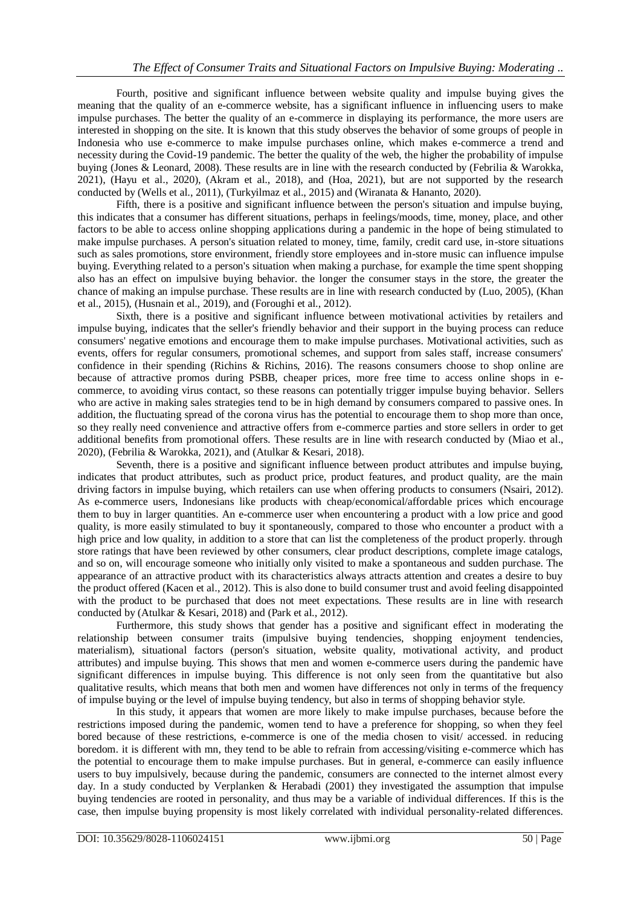Fourth, positive and significant influence between website quality and impulse buying gives the meaning that the quality of an e-commerce website, has a significant influence in influencing users to make impulse purchases. The better the quality of an e-commerce in displaying its performance, the more users are interested in shopping on the site. It is known that this study observes the behavior of some groups of people in Indonesia who use e-commerce to make impulse purchases online, which makes e-commerce a trend and necessity during the Covid-19 pandemic. The better the quality of the web, the higher the probability of impulse buying (Jones & Leonard, 2008). These results are in line with the research conducted by (Febrilia & Warokka, 2021), (Hayu et al., 2020), (Akram et al., 2018), and (Hoa, 2021), but are not supported by the research conducted by (Wells et al., 2011), (Turkyilmaz et al., 2015) and (Wiranata & Hananto, 2020).

Fifth, there is a positive and significant influence between the person's situation and impulse buying, this indicates that a consumer has different situations, perhaps in feelings/moods, time, money, place, and other factors to be able to access online shopping applications during a pandemic in the hope of being stimulated to make impulse purchases. A person's situation related to money, time, family, credit card use, in-store situations such as sales promotions, store environment, friendly store employees and in-store music can influence impulse buying. Everything related to a person's situation when making a purchase, for example the time spent shopping also has an effect on impulsive buying behavior. the longer the consumer stays in the store, the greater the chance of making an impulse purchase. These results are in line with research conducted by (Luo, 2005), (Khan et al., 2015), (Husnain et al., 2019), and (Foroughi et al., 2012).

Sixth, there is a positive and significant influence between motivational activities by retailers and impulse buying, indicates that the seller's friendly behavior and their support in the buying process can reduce consumers' negative emotions and encourage them to make impulse purchases. Motivational activities, such as events, offers for regular consumers, promotional schemes, and support from sales staff, increase consumers' confidence in their spending (Richins & Richins, 2016). The reasons consumers choose to shop online are because of attractive promos during PSBB, cheaper prices, more free time to access online shops in e-commerce, to avoiding virus contact, so these reasons can potentially trigger impulse buying behavior. Sellers who are active in making sales strategies tend to be in high demand by consumers compared to passive ones. In addition, the fluctuating spread of the corona virus has the potential to encourage them to shop more than once, so they really need convenience and attractive offers from e-commerce parties and store sellers in order to get additional benefits from promotional offers. These results are in line with research conducted by (Miao et al., 2020), (Febrilia & Warokka, 2021), and (Atulkar & Kesari, 2018).

Seventh, there is a positive and significant influence between product attributes and impulse buying, indicates that product attributes, such as product price, product features, and product quality, are the main driving factors in impulse buying, which retailers can use when offering products to consumers (Nsairi, 2012). As e-commerce users, Indonesians like products with cheap/economical/affordable prices which encourage them to buy in larger quantities. An e-commerce user when encountering a product with a low price and good quality, is more easily stimulated to buy it spontaneously, compared to those who encounter a product with a high price and low quality, in addition to a store that can list the completeness of the product properly. through store ratings that have been reviewed by other consumers, clear product descriptions, complete image catalogs, and so on, will encourage someone who initially only visited to make a spontaneous and sudden purchase. The appearance of an attractive product with its characteristics always attracts attention and creates a desire to buy the product offered (Kacen et al., 2012). This is also done to build consumer trust and avoid feeling disappointed with the product to be purchased that does not meet expectations. These results are in line with research conducted by (Atulkar & Kesari, 2018) and (Park et al., 2012).

Furthermore, this study shows that gender has a positive and significant effect in moderating the relationship between consumer traits (impulsive buying tendencies, shopping enjoyment tendencies, materialism), situational factors (person's situation, website quality, motivational activity, and product attributes) and impulse buying. This shows that men and women e-commerce users during the pandemic have significant differences in impulse buying. This difference is not only seen from the quantitative but also qualitative results, which means that both men and women have differences not only in terms of the frequency of impulse buying or the level of impulse buying tendency, but also in terms of shopping behavior style.

In this study, it appears that women are more likely to make impulse purchases, because before the restrictions imposed during the pandemic, women tend to have a preference for shopping, so when they feel bored because of these restrictions, e-commerce is one of the media chosen to visit/ accessed. in reducing boredom. it is different with mn, they tend to be able to refrain from accessing/visiting e-commerce which has the potential to encourage them to make impulse purchases. But in general, e-commerce can easily influence users to buy impulsively, because during the pandemic, consumers are connected to the internet almost every day. In a study conducted by Verplanken & Herabadi (2001) they investigated the assumption that impulse buying tendencies are rooted in personality, and thus may be a variable of individual differences. If this is the case, then impulse buying propensity is most likely correlated with individual personality-related differences.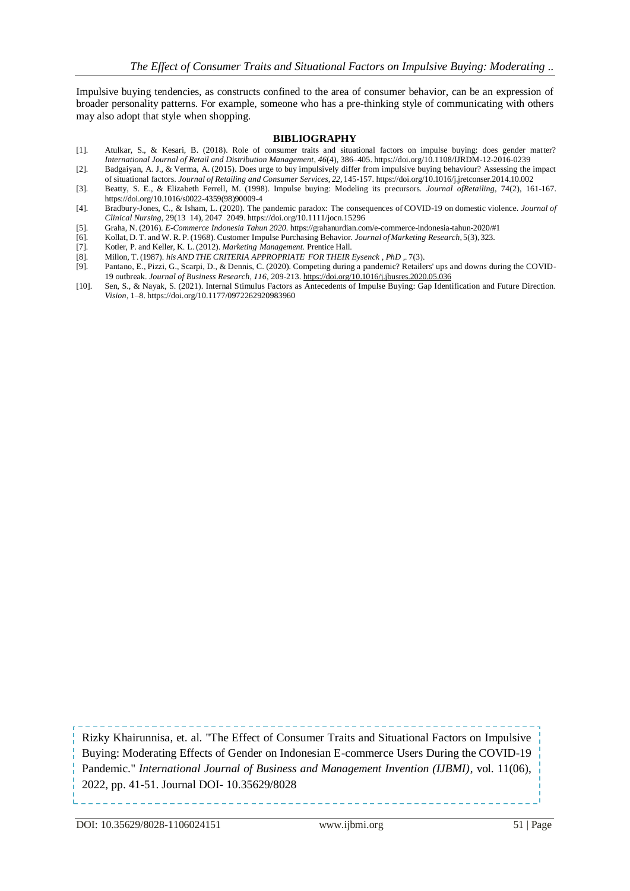Impulsive buying tendencies, as constructs confined to the area of consumer behavior, can be an expression of broader personality patterns. For example, someone who has a pre-thinking style of communicating with others may also adopt that style when shopping.

## BIBLIOGRAPHY

[1]. Atulkar, S., & Kesari, B. (2018). Role of consumer traits and situational factors on impulse buying: does gender matter? *International Journal of Retail and Distribution Management*, *46*(4), 386–405. https://doi.org/10.1108/IJRDM-12-2016-0239

[2]. Badgaiyan, A. J., & Verma, A. (2015). Does urge to buy impulsively differ from impulsive buying behaviour? Assessing the impact of situational factors. *Journal of Retailing and Consumer Services, 22*, 145-157. https://doi.org/10.1016/j.jretconser.2014.10.002

[3]. Beatty, S. E., & Elizabeth Ferrell, M. (1998). Impulse buying: Modeling its precursors. *Journal ofRetailing*, 74(2), 161-167. https://doi.org/10.1016/s0022-4359(98)90009-4

[4]. Bradbury-Jones, C., & Isham, L. (2020). The pandemic paradox: The consequences of COVID-19 on domestic violence. *Journal of Clinical Nursing*, 29(13 14), 2047 2049. https://doi.org/10.1111/jocn.15296

[5]. Graha, N. (2016). *E-Commerce Indonesia Tahun 2020.* https://grahanurdian.com/e-commerce-indonesia-tahun-2020/#1

[6]. Kollat, D. T. and W. R. P. (1968). Customer Impulse Purchasing Behavior. *Journal of Marketing Research*, 5(3), 323.

[7]. Kotler, P. and Keller, K. L. (2012). *Marketing Management.* Prentice Hall.

[8]. Millon, T. (1987). *his AND THE CRITERIA APPROPRIATE FOR THEIR Eysenck , PhD ,*. 7(3).

[9]. Pantano, E., Pizzi, G., Scarpi, D., & Dennis, C. (2020). Competing during a pandemic? Retailers' ups and downs during the COVID-19 outbreak. *Journal of Business Research, 116*, 209-213. https://doi.org/10.1016/j.jbusres.2020.05.036

[10]. Sen, S., & Nayak, S. (2021). Internal Stimulus Factors as Antecedents of Impulse Buying: Gap Identification and Future Direction. *Vision*, 1–8. https://doi.org/10.1177/0972262920983960

Rizky Khairunnisa, et. al. "The Effect of Consumer Traits and Situational Factors on Impulsive Buying: Moderating Effects of Gender on Indonesian E-commerce Users During the COVID-19 Pandemic." *International Journal of Business and Management Invention (IJBMI)*, vol. 11(06), 2022, pp. 41-51. Journal DOI- 10.35629/8028